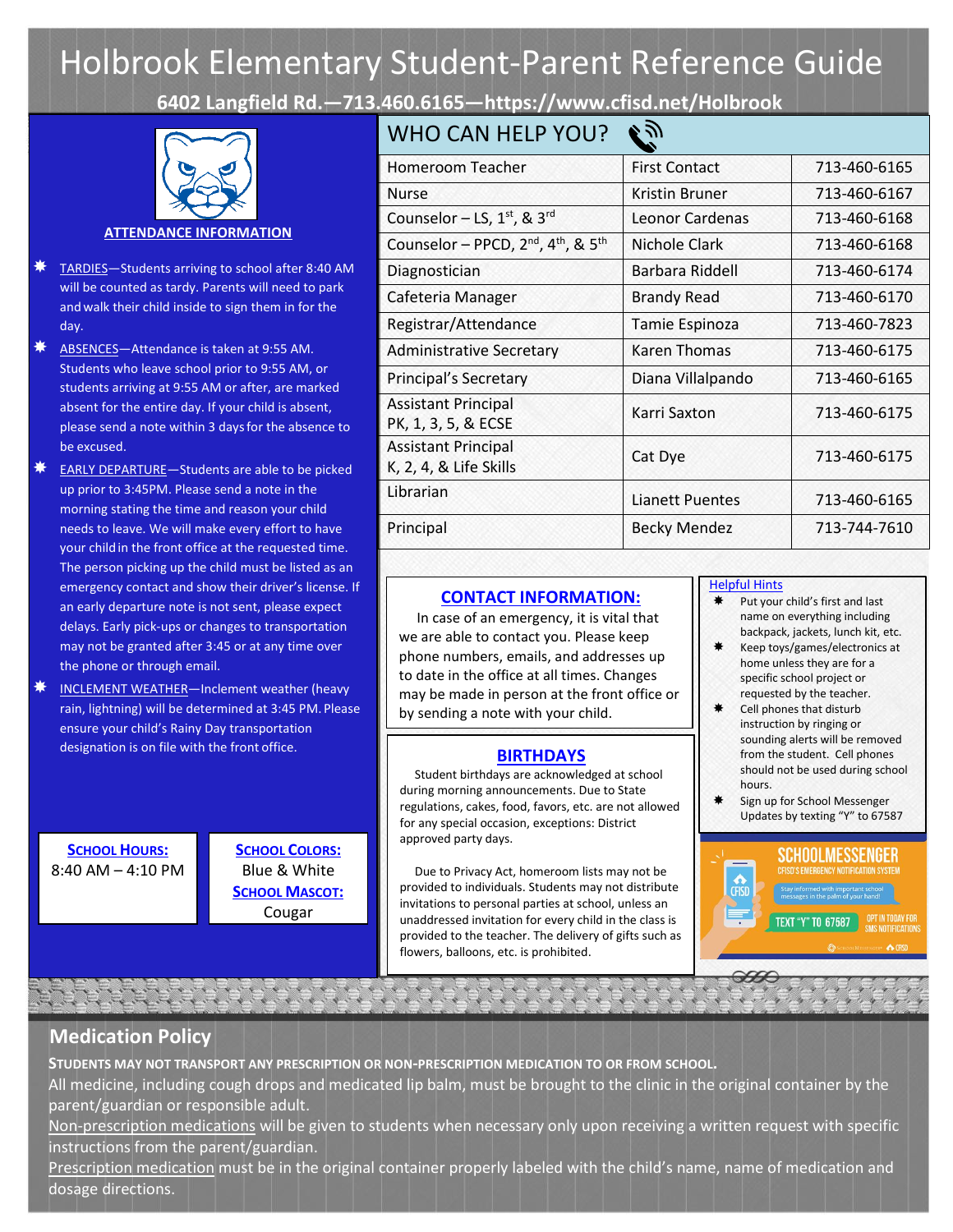# Holbrook Elementary Student-Parent Reference Guide

**6402 Langfield Rd.—713.460.6165—https://www.cfisd.net/Holbrook**

## ATTENDANCE INFORMATION

- TARDIES—Students arriving to school after 8:40 AM will be counted as tardy. Parents will need to park and walk their child inside to sign them in for the day.
- ABSENCES—Attendance is taken at 9:55 AM. Students who leave school prior to 9:55 AM, or students arriving at 9:55 AM or after, are marked absent for the entire day. If your child is absent, please send a note within 3 days for the absence to be excused.
- EARLY DEPARTURE—Students are able to be picked up prior to 3:45PM. Please send a note in the morning stating the time and reason your child needs to leave. We will make every effort to have your child in the front office at the requested time. The person picking up the child must be listed as an emergency contact and show their driver's license. If an early departure note is not sent, please expect delays. Early pick-ups or changes to transportation may not be granted after 3:45 or at any time over the phone or through email.
- INCLEMENT WEATHER—Inclement weather (heavy rain, lightning) will be determined at 3:45 PM. Please ensure your child's Rainy Day transportation designation is on file with the front office.

**SCHOOL HOURS:**
8:40 AM – 4:10 PM

**SCHOOL COLORS:**
Blue & White

**SCHOOL MASCOT:**
Cougar

## WHO CAN HELP YOU?

| Role | Name | Phone |
|---|---|---|
| Homeroom Teacher | First Contact | 713-460-6165 |
| Nurse | Kristin Bruner | 713-460-6167 |
| Counselor – LS, 1st, & 3rd | Leonor Cardenas | 713-460-6168 |
| Counselor – PPCD, 2nd, 4th, & 5th | Nichole Clark | 713-460-6168 |
| Diagnostician | Barbara Riddell | 713-460-6174 |
| Cafeteria Manager | Brandy Read | 713-460-6170 |
| Registrar/Attendance | Tamie Espinoza | 713-460-7823 |
| Administrative Secretary | Karen Thomas | 713-460-6175 |
| Principal's Secretary | Diana Villalpando | 713-460-6165 |
| Assistant Principal PK, 1, 3, 5, & ECSE | Karri Saxton | 713-460-6175 |
| Assistant Principal K, 2, 4, & Life Skills | Cat Dye | 713-460-6175 |
| Librarian | Lianett Puentes | 713-460-6165 |
| Principal | Becky Mendez | 713-744-7610 |

## CONTACT INFORMATION:

In case of an emergency, it is vital that we are able to contact you. Please keep phone numbers, emails, and addresses up to date in the office at all times. Changes may be made in person at the front office or by sending a note with your child.

## BIRTHDAYS

Student birthdays are acknowledged at school during morning announcements. Due to State regulations, cakes, food, favors, etc. are not allowed for any special occasion, exceptions: District approved party days.

Due to Privacy Act, homeroom lists may not be provided to individuals. Students may not distribute invitations to personal parties at school, unless an unaddressed invitation for every child in the class is provided to the teacher. The delivery of gifts such as flowers, balloons, etc. is prohibited.

## Helpful Hints

- Put your child's first and last name on everything including backpack, jackets, lunch kit, etc.
- Keep toys/games/electronics at home unless they are for a specific school project or requested by the teacher.
- Cell phones that disturb instruction by ringing or sounding alerts will be removed from the student. Cell phones should not be used during school hours.
- Sign up for School Messenger Updates by texting "Y" to 67587

SCHOOLMESSENGER
CFISD'S EMERGENCY NOTIFICATION SYSTEM
Stay informed with important school messages in the palm of your hand!
TEXT "Y" TO 67587
OPT IN TODAY FOR SMS NOTIFICATIONS

## Medication Policy

**STUDENTS MAY NOT TRANSPORT ANY PRESCRIPTION OR NON-PRESCRIPTION MEDICATION TO OR FROM SCHOOL.**

All medicine, including cough drops and medicated lip balm, must be brought to the clinic in the original container by the parent/guardian or responsible adult.

Non-prescription medications will be given to students when necessary only upon receiving a written request with specific instructions from the parent/guardian.

Prescription medication must be in the original container properly labeled with the child's name, name of medication and dosage directions.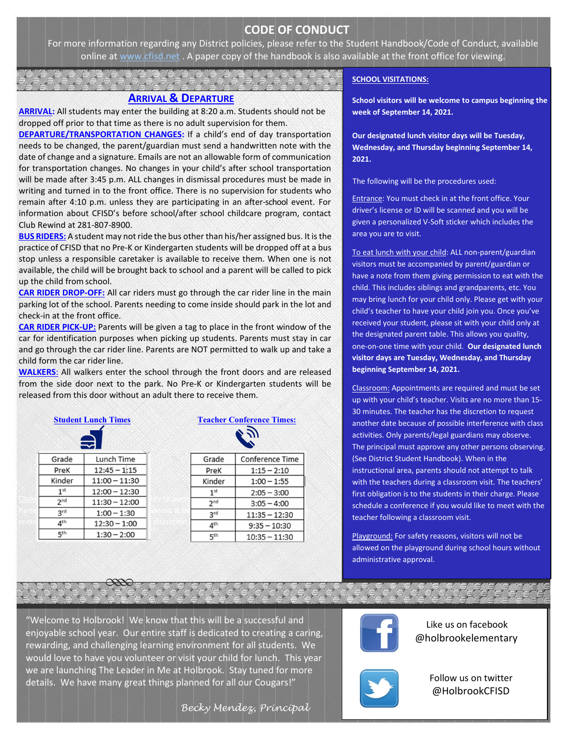# CODE OF CONDUCT

For more information regarding any District policies, please refer to the Student Handbook/Code of Conduct, available online at www.cfisd.net . A paper copy of the handbook is also available at the front office for viewing.

## ARRIVAL & DEPARTURE

**ARRIVAL:** All students may enter the building at 8:20 a.m. Students should not be dropped off prior to that time as there is no adult supervision for them.

**DEPARTURE/TRANSPORTATION CHANGES:** If a child's end of day transportation needs to be changed, the parent/guardian must send a handwritten note with the date of change and a signature. Emails are not an allowable form of communication for transportation changes. No changes in your child's after school transportation will be made after 3:45 p.m. ALL changes in dismissal procedures must be made in writing and turned in to the front office. There is no supervision for students who remain after 4:10 p.m. unless they are participating in an after-school event. For information about CFISD's before school/after school childcare program, contact Club Rewind at 281-807-8900.

**BUS RIDERS:** A student may not ride the bus other than his/her assigned bus. It is the practice of CFISD that no Pre-K or Kindergarten students will be dropped off at a bus stop unless a responsible caretaker is available to receive them. When one is not available, the child will be brought back to school and a parent will be called to pick up the child from school.

**CAR RIDER DROP-OFF:** All car riders must go through the car rider line in the main parking lot of the school. Parents needing to come inside should park in the lot and check-in at the front office.

**CAR RIDER PICK-UP:** Parents will be given a tag to place in the front window of the car for identification purposes when picking up students. Parents must stay in car and go through the car rider line. Parents are NOT permitted to walk up and take a child form the car rider line.

**WALKERS:** All walkers enter the school through the front doors and are released from the side door next to the park. No Pre-K or Kindergarten students will be released from this door without an adult there to receive them.

**Student Lunch Times**

| Grade | Lunch Time |
|---|---|
| PreK | 12:45 – 1:15 |
| Kinder | 11:00 – 11:30 |
| 1st | 12:00 – 12:30 |
| 2nd | 11:30 – 12:00 |
| 3rd | 1:00 – 1:30 |
| 4th | 12:30 – 1:00 |
| 5th | 1:30 – 2:00 |

**Teacher Conference Times:**

| Grade | Conference Time |
|---|---|
| PreK | 1:15 – 2:10 |
| Kinder | 1:00 – 1:55 |
| 1st | 2:05 – 3:00 |
| 2nd | 3:05 – 4:00 |
| 3rd | 11:35 – 12:30 |
| 4th | 9:35 – 10:30 |
| 5th | 10:35 – 11:30 |

## SCHOOL VISITATIONS:

**School visitors will be welcome to campus beginning the week of September 14, 2021.**

**Our designated lunch visitor days will be Tuesday, Wednesday, and Thursday beginning September 14, 2021.**

The following will be the procedures used:

Entrance: You must check in at the front office. Your driver's license or ID will be scanned and you will be given a personalized V-Soft sticker which includes the area you are to visit.

To eat lunch with your child: ALL non-parent/guardian visitors must be accompanied by parent/guardian or have a note from them giving permission to eat with the child. This includes siblings and grandparents, etc. You may bring lunch for your child only. Please get with your child's teacher to have your child join you. Once you've received your student, please sit with your child only at the designated parent table. This allows you quality, one-on-one time with your child. **Our designated lunch visitor days are Tuesday, Wednesday, and Thursday beginning September 14, 2021.**

Classroom: Appointments are required and must be set up with your child's teacher. Visits are no more than 15-30 minutes. The teacher has the discretion to request another date because of possible interference with class activities. Only parents/legal guardians may observe. The principal must approve any other persons observing. (See District Student Handbook). When in the instructional area, parents should not attempt to talk with the teachers during a classroom visit. The teachers' first obligation is to the students in their charge. Please schedule a conference if you would like to meet with the teacher following a classroom visit.

Playground: For safety reasons, visitors will not be allowed on the playground during school hours without administrative approval.

"Welcome to Holbrook! We know that this will be a successful and enjoyable school year. Our entire staff is dedicated to creating a caring, rewarding, and challenging learning environment for all students. We would love to have you volunteer or visit your child for lunch. This year we are launching The Leader in Me at Holbrook. Stay tuned for more details. We have many great things planned for all our Cougars!"

*Becky Mendez, Principal*

Like us on facebook @holbrookelementary

Follow us on twitter @HolbrookCFISD